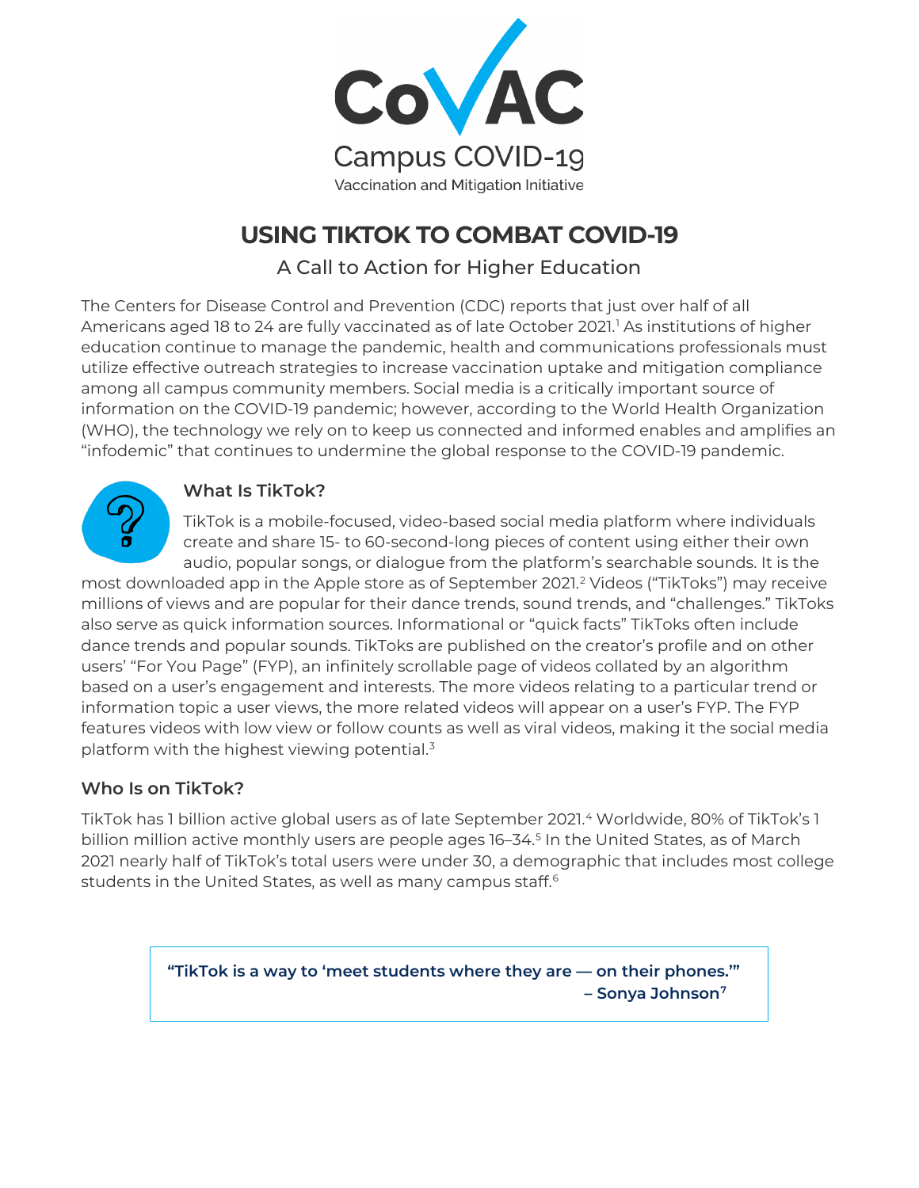CoVAC

Campus COVID-19

Vaccination and Mitigation Initiative

# USING TIKTOK TO COMBAT COVID-19

A Call to Action for Higher Education

The Centers for Disease Control and Prevention (CDC) reports that just over half of all Americans aged 18 to 24 are fully vaccinated as of late October 2021.[1] As institutions of higher education continue to manage the pandemic, health and communications professionals must utilize effective outreach strategies to increase vaccination uptake and mitigation compliance among all campus community members. Social media is a critically important source of information on the COVID-19 pandemic; however, according to the World Health Organization (WHO), the technology we rely on to keep us connected and informed enables and amplifies an "infodemic" that continues to undermine the global response to the COVID-19 pandemic.

### What Is TikTok?

TikTok is a mobile-focused, video-based social media platform where individuals create and share 15- to 60-second-long pieces of content using either their own audio, popular songs, or dialogue from the platform's searchable sounds. It is the most downloaded app in the Apple store as of September 2021.[2] Videos ("TikToks") may receive millions of views and are popular for their dance trends, sound trends, and "challenges." TikToks also serve as quick information sources. Informational or "quick facts" TikToks often include dance trends and popular sounds. TikToks are published on the creator's profile and on other users' "For You Page" (FYP), an infinitely scrollable page of videos collated by an algorithm based on a user's engagement and interests. The more videos relating to a particular trend or information topic a user views, the more related videos will appear on a user's FYP. The FYP features videos with low view or follow counts as well as viral videos, making it the social media platform with the highest viewing potential.[3]

### Who Is on TikTok?

TikTok has 1 billion active global users as of late September 2021.[4] Worldwide, 80% of TikTok's 1 billion million active monthly users are people ages 16–34.[5] In the United States, as of March 2021 nearly half of TikTok's total users were under 30, a demographic that includes most college students in the United States, as well as many campus staff.[6]

> **"TikTok is a way to 'meet students where they are — on their phones.'"**
> **– Sonya Johnson[7]**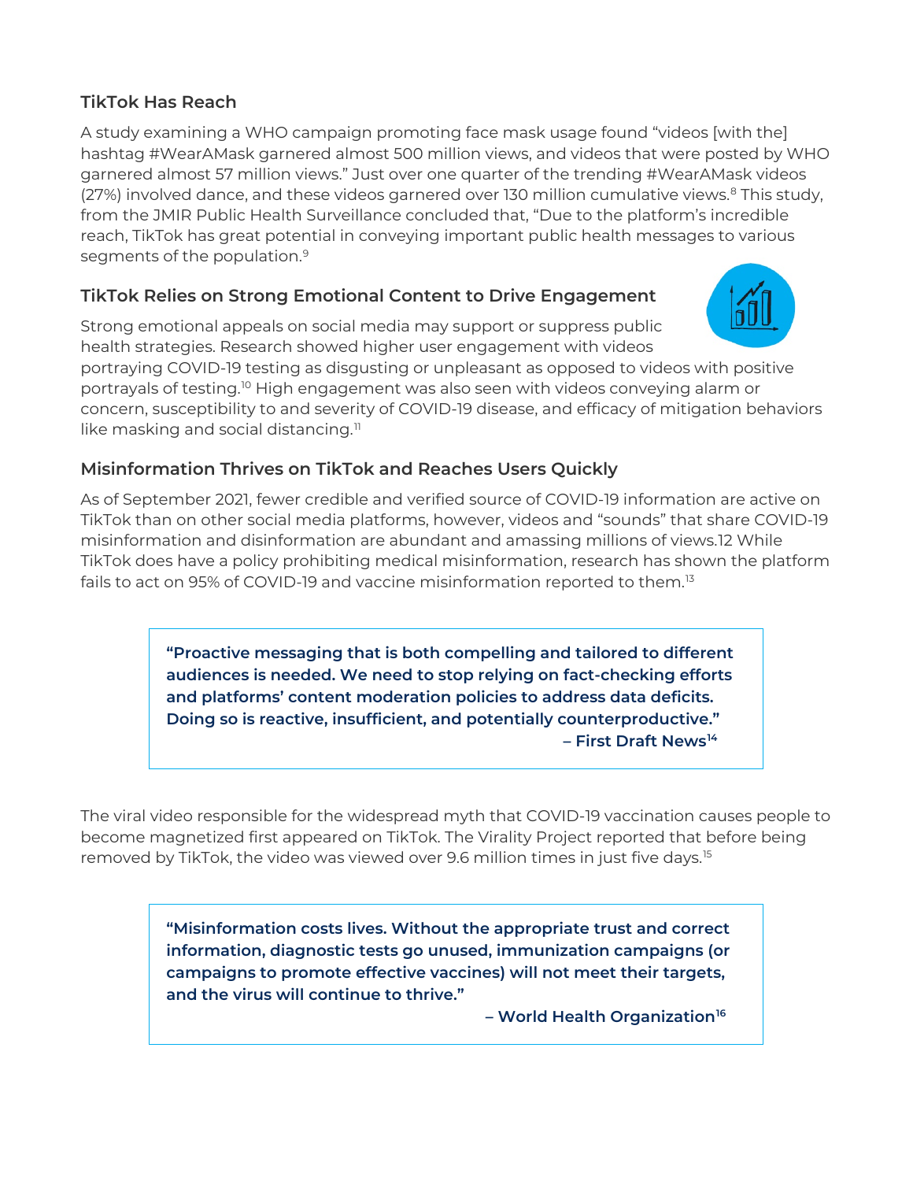## TikTok Has Reach

A study examining a WHO campaign promoting face mask usage found "videos [with the] hashtag #WearAMask garnered almost 500 million views, and videos that were posted by WHO garnered almost 57 million views." Just over one quarter of the trending #WearAMask videos (27%) involved dance, and these videos garnered over 130 million cumulative views.[8] This study, from the JMIR Public Health Surveillance concluded that, "Due to the platform's incredible reach, TikTok has great potential in conveying important public health messages to various segments of the population.[9]

## TikTok Relies on Strong Emotional Content to Drive Engagement

Strong emotional appeals on social media may support or suppress public health strategies. Research showed higher user engagement with videos portraying COVID-19 testing as disgusting or unpleasant as opposed to videos with positive portrayals of testing.[10] High engagement was also seen with videos conveying alarm or concern, susceptibility to and severity of COVID-19 disease, and efficacy of mitigation behaviors like masking and social distancing.[11]

## Misinformation Thrives on TikTok and Reaches Users Quickly

As of September 2021, fewer credible and verified source of COVID-19 information are active on TikTok than on other social media platforms, however, videos and "sounds" that share COVID-19 misinformation and disinformation are abundant and amassing millions of views.12 While TikTok does have a policy prohibiting medical misinformation, research has shown the platform fails to act on 95% of COVID-19 and vaccine misinformation reported to them.[13]

> **"Proactive messaging that is both compelling and tailored to different audiences is needed. We need to stop relying on fact-checking efforts and platforms' content moderation policies to address data deficits. Doing so is reactive, insufficient, and potentially counterproductive."**
>
> **– First Draft News[14]**

The viral video responsible for the widespread myth that COVID-19 vaccination causes people to become magnetized first appeared on TikTok. The Virality Project reported that before being removed by TikTok, the video was viewed over 9.6 million times in just five days.[15]

> **"Misinformation costs lives. Without the appropriate trust and correct information, diagnostic tests go unused, immunization campaigns (or campaigns to promote effective vaccines) will not meet their targets, and the virus will continue to thrive."**
>
> **– World Health Organization[16]**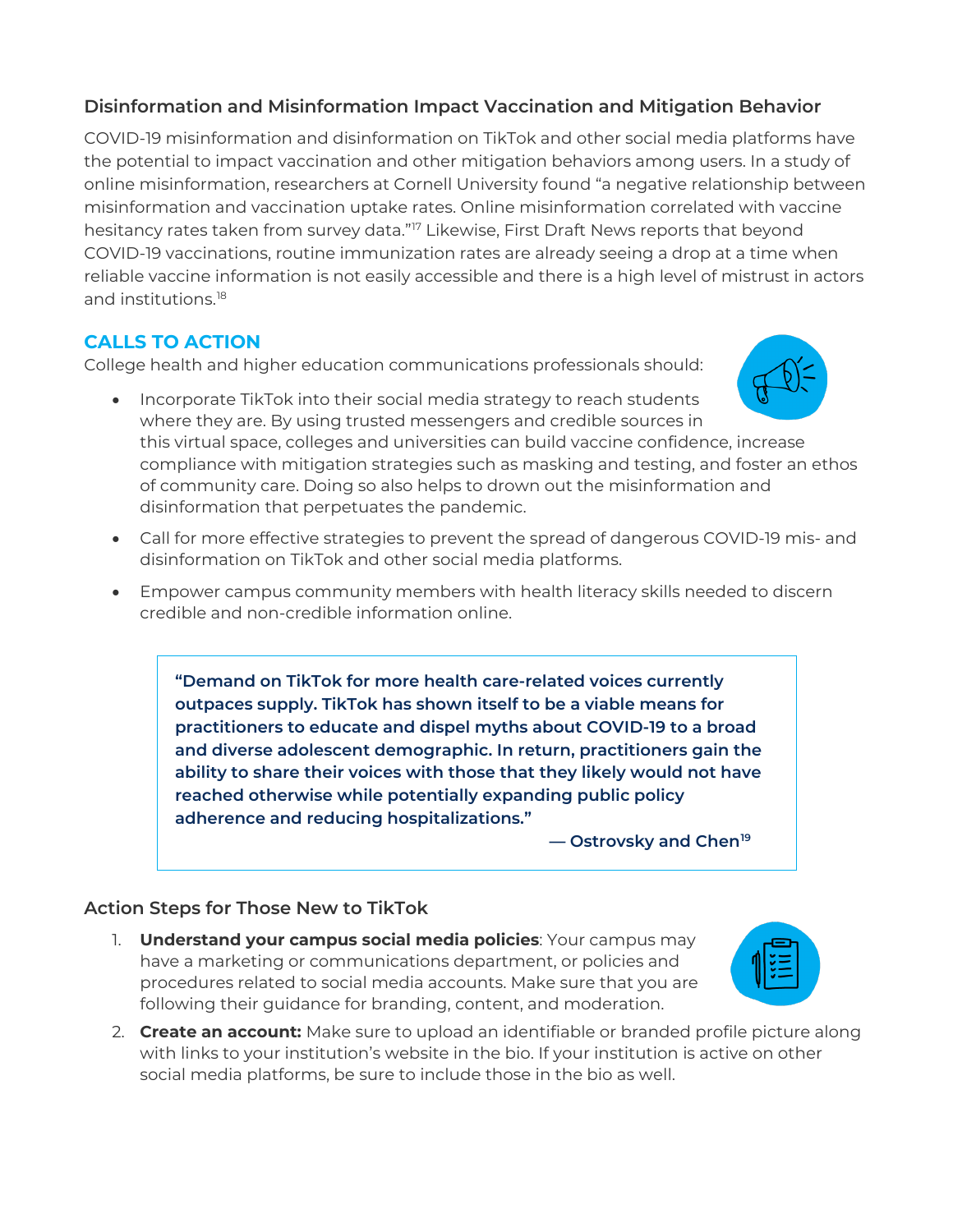## Disinformation and Misinformation Impact Vaccination and Mitigation Behavior

COVID-19 misinformation and disinformation on TikTok and other social media platforms have the potential to impact vaccination and other mitigation behaviors among users. In a study of online misinformation, researchers at Cornell University found "a negative relationship between misinformation and vaccination uptake rates. Online misinformation correlated with vaccine hesitancy rates taken from survey data."[17] Likewise, First Draft News reports that beyond COVID-19 vaccinations, routine immunization rates are already seeing a drop at a time when reliable vaccine information is not easily accessible and there is a high level of mistrust in actors and institutions.[18]

### CALLS TO ACTION

College health and higher education communications professionals should:

- Incorporate TikTok into their social media strategy to reach students where they are. By using trusted messengers and credible sources in this virtual space, colleges and universities can build vaccine confidence, increase compliance with mitigation strategies such as masking and testing, and foster an ethos of community care. Doing so also helps to drown out the misinformation and disinformation that perpetuates the pandemic.
- Call for more effective strategies to prevent the spread of dangerous COVID-19 mis- and disinformation on TikTok and other social media platforms.
- Empower campus community members with health literacy skills needed to discern credible and non-credible information online.

> **"Demand on TikTok for more health care-related voices currently outpaces supply. TikTok has shown itself to be a viable means for practitioners to educate and dispel myths about COVID-19 to a broad and diverse adolescent demographic. In return, practitioners gain the ability to share their voices with those that they likely would not have reached otherwise while potentially expanding public policy adherence and reducing hospitalizations."**
>
> **— Ostrovsky and Chen[19]**

## Action Steps for Those New to TikTok

1. **Understand your campus social media policies**: Your campus may have a marketing or communications department, or policies and procedures related to social media accounts. Make sure that you are following their guidance for branding, content, and moderation.
2. **Create an account:** Make sure to upload an identifiable or branded profile picture along with links to your institution's website in the bio. If your institution is active on other social media platforms, be sure to include those in the bio as well.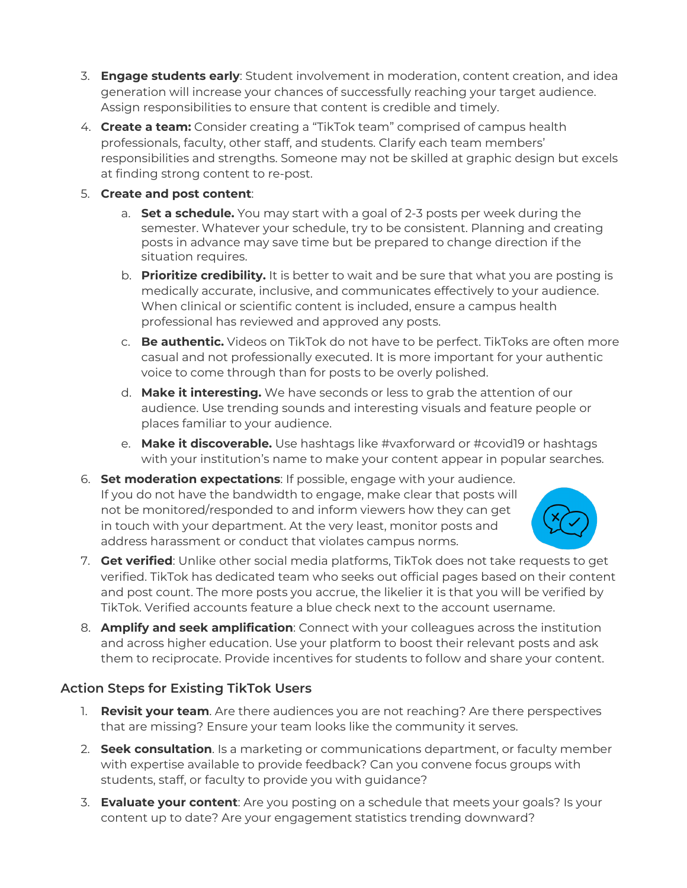3. **Engage students early**: Student involvement in moderation, content creation, and idea generation will increase your chances of successfully reaching your target audience. Assign responsibilities to ensure that content is credible and timely.
4. **Create a team:** Consider creating a "TikTok team" comprised of campus health professionals, faculty, other staff, and students. Clarify each team members' responsibilities and strengths. Someone may not be skilled at graphic design but excels at finding strong content to re-post.
5. **Create and post content**:
    a. **Set a schedule.** You may start with a goal of 2-3 posts per week during the semester. Whatever your schedule, try to be consistent. Planning and creating posts in advance may save time but be prepared to change direction if the situation requires.
    b. **Prioritize credibility.** It is better to wait and be sure that what you are posting is medically accurate, inclusive, and communicates effectively to your audience. When clinical or scientific content is included, ensure a campus health professional has reviewed and approved any posts.
    c. **Be authentic.** Videos on TikTok do not have to be perfect. TikToks are often more casual and not professionally executed. It is more important for your authentic voice to come through than for posts to be overly polished.
    d. **Make it interesting.** We have seconds or less to grab the attention of our audience. Use trending sounds and interesting visuals and feature people or places familiar to your audience.
    e. **Make it discoverable.** Use hashtags like #vaxforward or #covid19 or hashtags with your institution's name to make your content appear in popular searches.
6. **Set moderation expectations**: If possible, engage with your audience. If you do not have the bandwidth to engage, make clear that posts will not be monitored/responded to and inform viewers how they can get in touch with your department. At the very least, monitor posts and address harassment or conduct that violates campus norms.
7. **Get verified**: Unlike other social media platforms, TikTok does not take requests to get verified. TikTok has dedicated team who seeks out official pages based on their content and post count. The more posts you accrue, the likelier it is that you will be verified by TikTok. Verified accounts feature a blue check next to the account username.
8. **Amplify and seek amplification**: Connect with your colleagues across the institution and across higher education. Use your platform to boost their relevant posts and ask them to reciprocate. Provide incentives for students to follow and share your content.

## Action Steps for Existing TikTok Users

1. **Revisit your team**. Are there audiences you are not reaching? Are there perspectives that are missing? Ensure your team looks like the community it serves.
2. **Seek consultation**. Is a marketing or communications department, or faculty member with expertise available to provide feedback? Can you convene focus groups with students, staff, or faculty to provide you with guidance?
3. **Evaluate your content**: Are you posting on a schedule that meets your goals? Is your content up to date? Are your engagement statistics trending downward?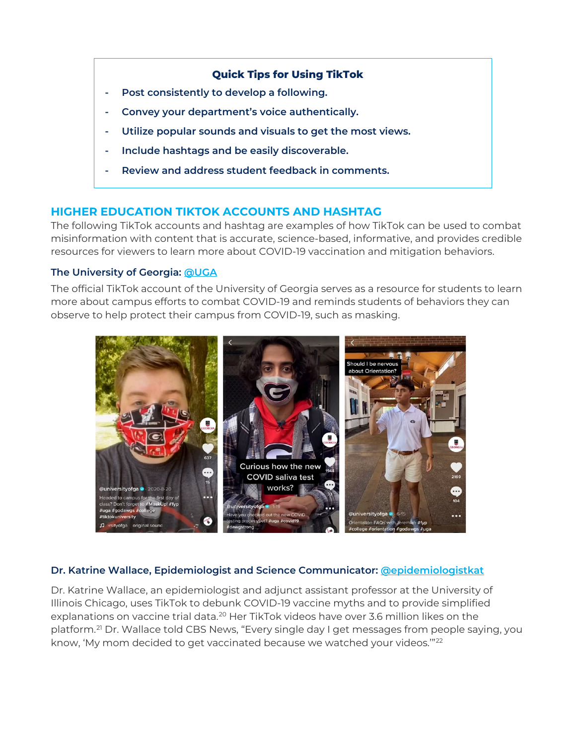**Quick Tips for Using TikTok**

- Post consistently to develop a following.
- Convey your department's voice authentically.
- Utilize popular sounds and visuals to get the most views.
- Include hashtags and be easily discoverable.
- Review and address student feedback in comments.

## HIGHER EDUCATION TIKTOK ACCOUNTS AND HASHTAG

The following TikTok accounts and hashtag are examples of how TikTok can be used to combat misinformation with content that is accurate, science-based, informative, and provides credible resources for viewers to learn more about COVID-19 vaccination and mitigation behaviors.

### The University of Georgia: @UGA

The official TikTok account of the University of Georgia serves as a resource for students to learn more about campus efforts to combat COVID-19 and reminds students of behaviors they can observe to help protect their campus from COVID-19, such as masking.

### Dr. Katrine Wallace, Epidemiologist and Science Communicator: @epidemiologistkat

Dr. Katrine Wallace, an epidemiologist and adjunct assistant professor at the University of Illinois Chicago, uses TikTok to debunk COVID-19 vaccine myths and to provide simplified explanations on vaccine trial data.[20] Her TikTok videos have over 3.6 million likes on the platform.[21] Dr. Wallace told CBS News, "Every single day I get messages from people saying, you know, 'My mom decided to get vaccinated because we watched your videos.'"[22]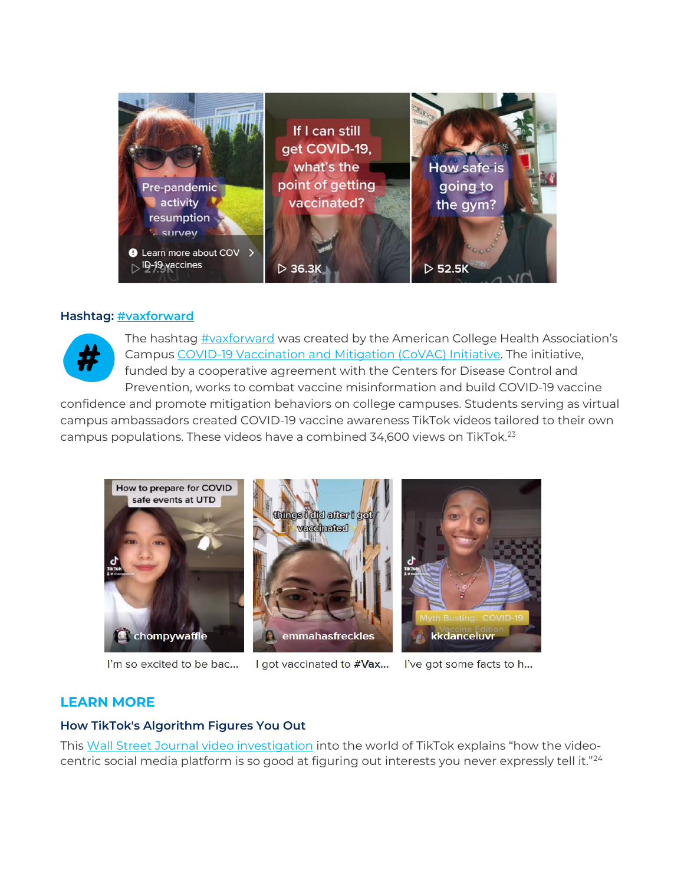**Hashtag: #vaxforward**

The hashtag #vaxforward was created by the American College Health Association's Campus COVID-19 Vaccination and Mitigation (CoVAC) Initiative. The initiative, funded by a cooperative agreement with the Centers for Disease Control and Prevention, works to combat vaccine misinformation and build COVID-19 vaccine confidence and promote mitigation behaviors on college campuses. Students serving as virtual campus ambassadors created COVID-19 vaccine awareness TikTok videos tailored to their own campus populations. These videos have a combined 34,600 views on TikTok.[23]

I'm so excited to be bac...

I got vaccinated to #Vax...

I've got some facts to h...

## LEARN MORE

### How TikTok's Algorithm Figures You Out

This Wall Street Journal video investigation into the world of TikTok explains "how the video-centric social media platform is so good at figuring out interests you never expressly tell it."[24]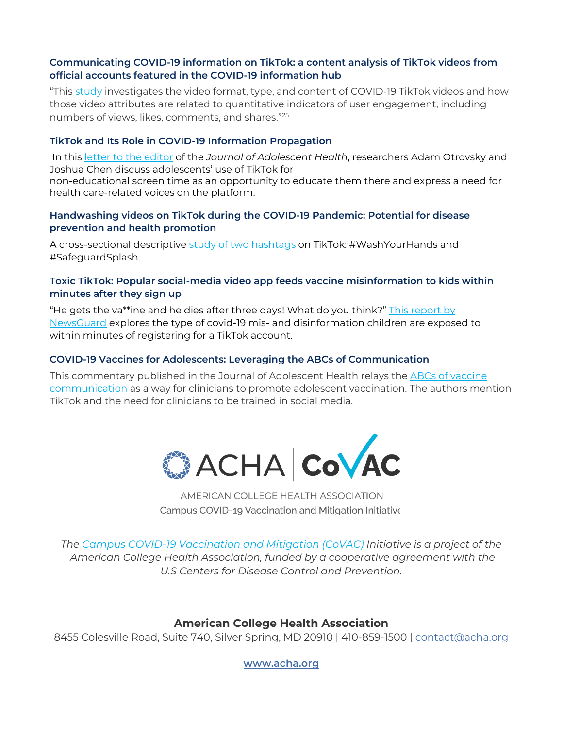### Communicating COVID-19 information on TikTok: a content analysis of TikTok videos from official accounts featured in the COVID-19 information hub

"This study investigates the video format, type, and content of COVID-19 TikTok videos and how those video attributes are related to quantitative indicators of user engagement, including numbers of views, likes, comments, and shares."[25]

### TikTok and Its Role in COVID-19 Information Propagation

In this letter to the editor of the *Journal of Adolescent Health*, researchers Adam Otrovsky and Joshua Chen discuss adolescents' use of TikTok for non-educational screen time as an opportunity to educate them there and express a need for health care-related voices on the platform.

### Handwashing videos on TikTok during the COVID-19 Pandemic: Potential for disease prevention and health promotion

A cross-sectional descriptive study of two hashtags on TikTok: #WashYourHands and #SafeguardSplash.

### Toxic TikTok: Popular social-media video app feeds vaccine misinformation to kids within minutes after they sign up

"He gets the va**ine and he dies after three days! What do you think?" This report by NewsGuard explores the type of covid-19 mis- and disinformation children are exposed to within minutes of registering for a TikTok account.

### COVID-19 Vaccines for Adolescents: Leveraging the ABCs of Communication

This commentary published in the Journal of Adolescent Health relays the ABCs of vaccine communication as a way for clinicians to promote adolescent vaccination. The authors mention TikTok and the need for clinicians to be trained in social media.

ACHA | CoVAC

AMERICAN COLLEGE HEALTH ASSOCIATION

Campus COVID-19 Vaccination and Mitigation Initiative

*The Campus COVID-19 Vaccination and Mitigation (CoVAC) Initiative is a project of the American College Health Association, funded by a cooperative agreement with the U.S Centers for Disease Control and Prevention.*

**American College Health Association**

8455 Colesville Road, Suite 740, Silver Spring, MD 20910 | 410-859-1500 | contact@acha.org

**www.acha.org**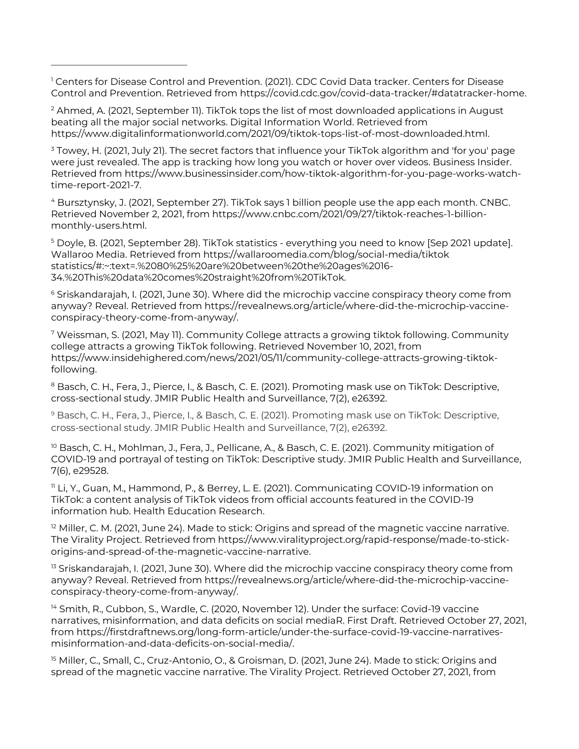[1] Centers for Disease Control and Prevention. (2021). CDC Covid Data tracker. Centers for Disease Control and Prevention. Retrieved from https://covid.cdc.gov/covid-data-tracker/#datatracker-home.

[2] Ahmed, A. (2021, September 11). TikTok tops the list of most downloaded applications in August beating all the major social networks. Digital Information World. Retrieved from https://www.digitalinformationworld.com/2021/09/tiktok-tops-list-of-most-downloaded.html.

[3] Towey, H. (2021, July 21). The secret factors that influence your TikTok algorithm and 'for you' page were just revealed. The app is tracking how long you watch or hover over videos. Business Insider. Retrieved from https://www.businessinsider.com/how-tiktok-algorithm-for-you-page-works-watch-time-report-2021-7.

[4] Bursztynsky, J. (2021, September 27). TikTok says 1 billion people use the app each month. CNBC. Retrieved November 2, 2021, from https://www.cnbc.com/2021/09/27/tiktok-reaches-1-billion-monthly-users.html.

[5] Doyle, B. (2021, September 28). TikTok statistics - everything you need to know [Sep 2021 update]. Wallaroo Media. Retrieved from https://wallaroomedia.com/blog/social-media/tiktok statistics/#:~:text=.%2080%25%20are%20between%20the%20ages%2016-34.%20This%20data%20comes%20straight%20from%20TikTok.

[6] Sriskandarajah, I. (2021, June 30). Where did the microchip vaccine conspiracy theory come from anyway? Reveal. Retrieved from https://revealnews.org/article/where-did-the-microchip-vaccine-conspiracy-theory-come-from-anyway/.

[7] Weissman, S. (2021, May 11). Community College attracts a growing tiktok following. Community college attracts a growing TikTok following. Retrieved November 10, 2021, from https://www.insidehighered.com/news/2021/05/11/community-college-attracts-growing-tiktok-following.

[8] Basch, C. H., Fera, J., Pierce, I., & Basch, C. E. (2021). Promoting mask use on TikTok: Descriptive, cross-sectional study. JMIR Public Health and Surveillance, 7(2), e26392.

[9] Basch, C. H., Fera, J., Pierce, I., & Basch, C. E. (2021). Promoting mask use on TikTok: Descriptive, cross-sectional study. JMIR Public Health and Surveillance, 7(2), e26392.

[10] Basch, C. H., Mohlman, J., Fera, J., Pellicane, A., & Basch, C. E. (2021). Community mitigation of COVID-19 and portrayal of testing on TikTok: Descriptive study. JMIR Public Health and Surveillance, 7(6), e29528.

[11] Li, Y., Guan, M., Hammond, P., & Berrey, L. E. (2021). Communicating COVID-19 information on TikTok: a content analysis of TikTok videos from official accounts featured in the COVID-19 information hub. Health Education Research.

[12] Miller, C. M. (2021, June 24). Made to stick: Origins and spread of the magnetic vaccine narrative. The Virality Project. Retrieved from https://www.viralityproject.org/rapid-response/made-to-stick-origins-and-spread-of-the-magnetic-vaccine-narrative.

[13] Sriskandarajah, I. (2021, June 30). Where did the microchip vaccine conspiracy theory come from anyway? Reveal. Retrieved from https://revealnews.org/article/where-did-the-microchip-vaccine-conspiracy-theory-come-from-anyway/.

[14] Smith, R., Cubbon, S., Wardle, C. (2020, November 12). Under the surface: Covid-19 vaccine narratives, misinformation, and data deficits on social mediaR. First Draft. Retrieved October 27, 2021, from https://firstdraftnews.org/long-form-article/under-the-surface-covid-19-vaccine-narratives-misinformation-and-data-deficits-on-social-media/.

[15] Miller, C., Small, C., Cruz-Antonio, O., & Groisman, D. (2021, June 24). Made to stick: Origins and spread of the magnetic vaccine narrative. The Virality Project. Retrieved October 27, 2021, from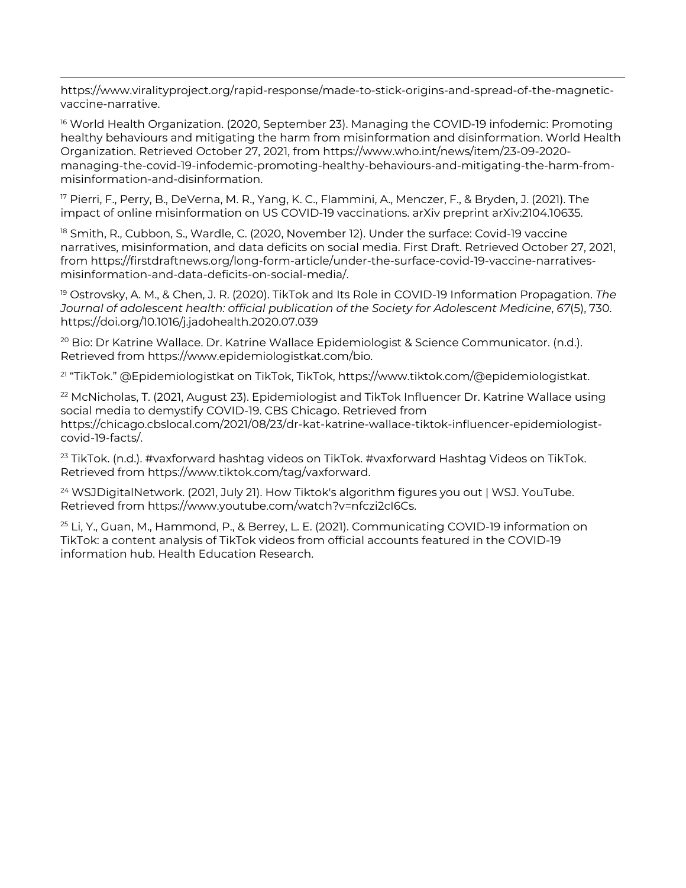https://www.viralityproject.org/rapid-response/made-to-stick-origins-and-spread-of-the-magnetic-vaccine-narrative.

[16] World Health Organization. (2020, September 23). Managing the COVID-19 infodemic: Promoting healthy behaviours and mitigating the harm from misinformation and disinformation. World Health Organization. Retrieved October 27, 2021, from https://www.who.int/news/item/23-09-2020-managing-the-covid-19-infodemic-promoting-healthy-behaviours-and-mitigating-the-harm-from-misinformation-and-disinformation.

[17] Pierri, F., Perry, B., DeVerna, M. R., Yang, K. C., Flammini, A., Menczer, F., & Bryden, J. (2021). The impact of online misinformation on US COVID-19 vaccinations. arXiv preprint arXiv:2104.10635.

[18] Smith, R., Cubbon, S., Wardle, C. (2020, November 12). Under the surface: Covid-19 vaccine narratives, misinformation, and data deficits on social media. First Draft. Retrieved October 27, 2021, from https://firstdraftnews.org/long-form-article/under-the-surface-covid-19-vaccine-narratives-misinformation-and-data-deficits-on-social-media/.

[19] Ostrovsky, A. M., & Chen, J. R. (2020). TikTok and Its Role in COVID-19 Information Propagation. *The Journal of adolescent health: official publication of the Society for Adolescent Medicine*, *67*(5), 730. https://doi.org/10.1016/j.jadohealth.2020.07.039

[20] Bio: Dr Katrine Wallace. Dr. Katrine Wallace Epidemiologist & Science Communicator. (n.d.). Retrieved from https://www.epidemiologistkat.com/bio.

[21] "TikTok." @Epidemiologistkat on TikTok, TikTok, https://www.tiktok.com/@epidemiologistkat.

[22] McNicholas, T. (2021, August 23). Epidemiologist and TikTok Influencer Dr. Katrine Wallace using social media to demystify COVID-19. CBS Chicago. Retrieved from https://chicago.cbslocal.com/2021/08/23/dr-kat-katrine-wallace-tiktok-influencer-epidemiologist-covid-19-facts/.

[23] TikTok. (n.d.). #vaxforward hashtag videos on TikTok. #vaxforward Hashtag Videos on TikTok. Retrieved from https://www.tiktok.com/tag/vaxforward.

[24] WSJDigitalNetwork. (2021, July 21). How Tiktok's algorithm figures you out | WSJ. YouTube. Retrieved from https://www.youtube.com/watch?v=nfczi2cI6Cs.

[25] Li, Y., Guan, M., Hammond, P., & Berrey, L. E. (2021). Communicating COVID-19 information on TikTok: a content analysis of TikTok videos from official accounts featured in the COVID-19 information hub. Health Education Research.